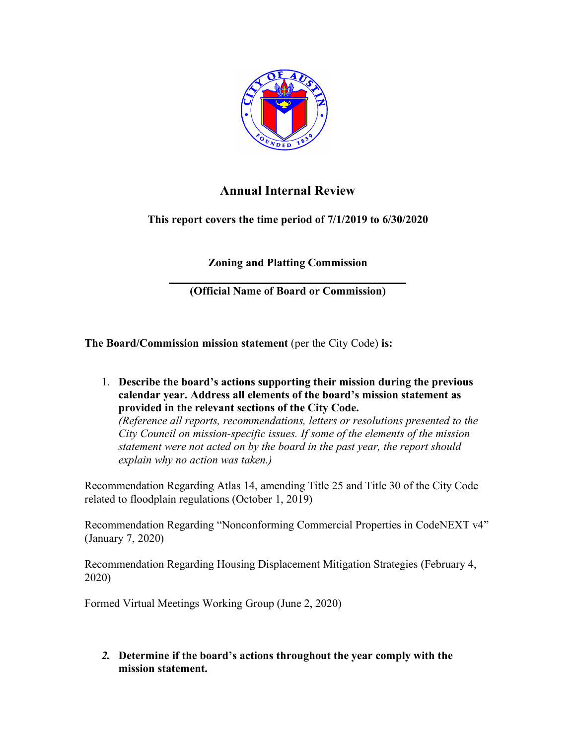# Annual Internal Review

**This report covers the time period of 7/1/2019 to 6/30/2020**

**Zoning and Platting Commission**

**(Official Name of Board or Commission)**

**The Board/Commission mission statement** (per the City Code) **is:**

1. **Describe the board's actions supporting their mission during the previous calendar year. Address all elements of the board's mission statement as provided in the relevant sections of the City Code.**
   *(Reference all reports, recommendations, letters or resolutions presented to the City Council on mission-specific issues. If some of the elements of the mission statement were not acted on by the board in the past year, the report should explain why no action was taken.)*

Recommendation Regarding Atlas 14, amending Title 25 and Title 30 of the City Code related to floodplain regulations (October 1, 2019)

Recommendation Regarding "Nonconforming Commercial Properties in CodeNEXT v4" (January 7, 2020)

Recommendation Regarding Housing Displacement Mitigation Strategies (February 4, 2020)

Formed Virtual Meetings Working Group (June 2, 2020)

2. **Determine if the board's actions throughout the year comply with the mission statement.**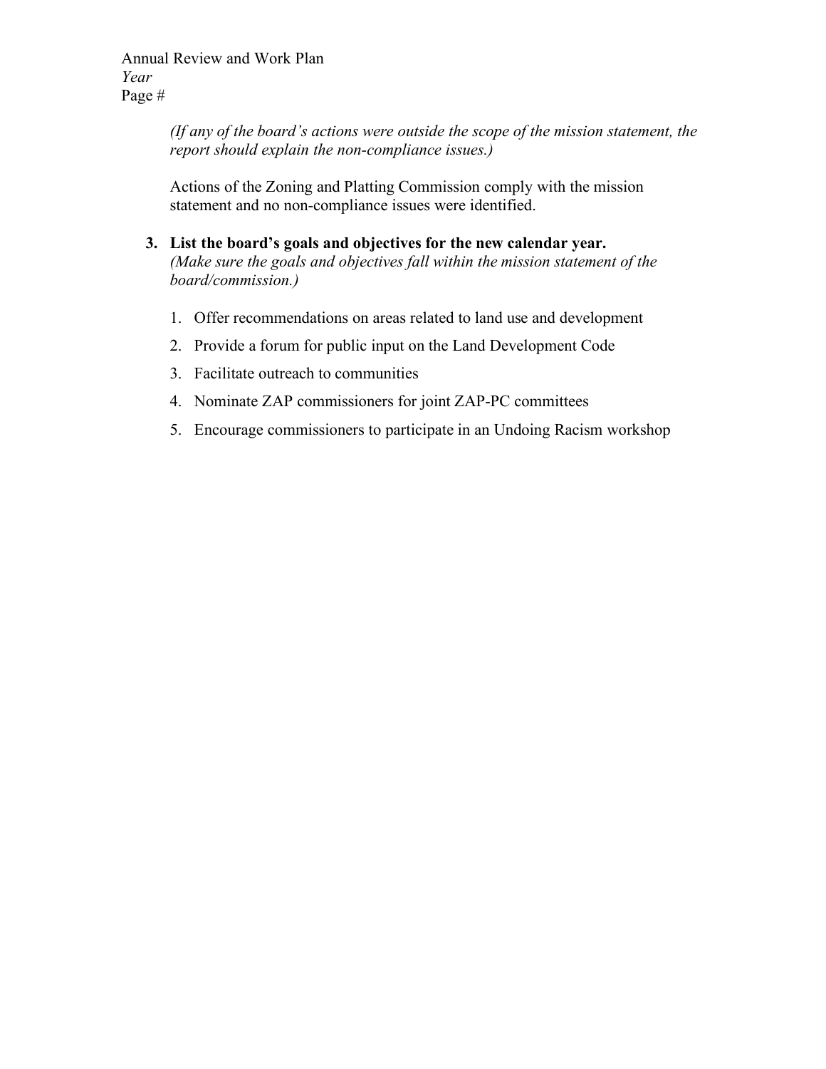*(If any of the board's actions were outside the scope of the mission statement, the report should explain the non-compliance issues.)*

Actions of the Zoning and Platting Commission comply with the mission statement and no non-compliance issues were identified.

**3. List the board's goals and objectives for the new calendar year.**
*(Make sure the goals and objectives fall within the mission statement of the board/commission.)*

1. Offer recommendations on areas related to land use and development
2. Provide a forum for public input on the Land Development Code
3. Facilitate outreach to communities
4. Nominate ZAP commissioners for joint ZAP-PC committees
5. Encourage commissioners to participate in an Undoing Racism workshop